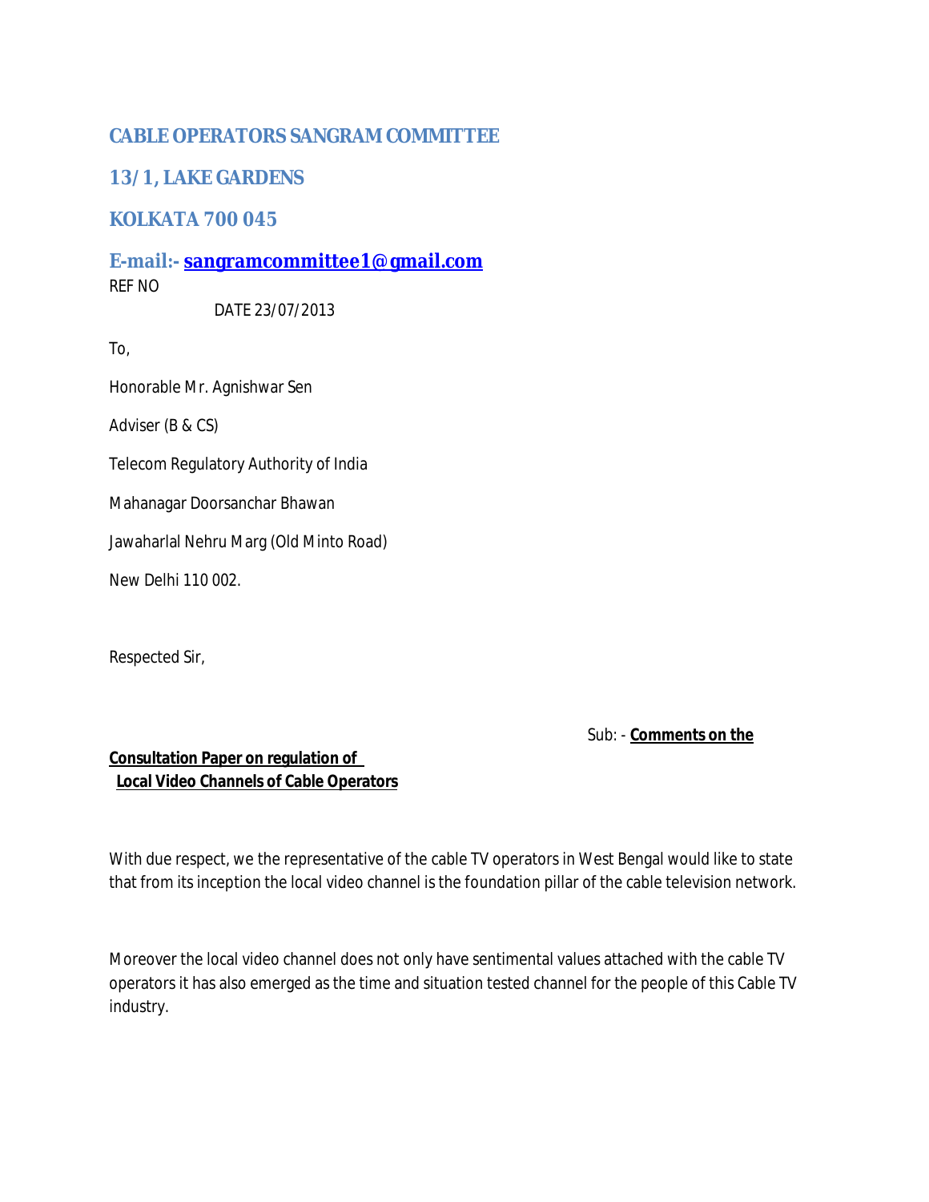## CABLE OPERATORS SANGRAM COMMITTEE

## 13/1, LAKE GARDENS

## KOLKATA 700 045

## E-mail:- sangramcommittee1@gmail.com

REF NO

DATE 23/07/2013

To,

Honorable Mr. Agnishwar Sen

Adviser (B & CS)

Telecom Regulatory Authority of India

Mahanagar Doorsanchar Bhawan

Jawaharlal Nehru Marg (Old Minto Road)

New Delhi 110 002.

Respected Sir,

Sub: - **Comments on the Consultation Paper on regulation of Local Video Channels of Cable Operators**

With due respect, we the representative of the cable TV operators in West Bengal would like to state that from its inception the local video channel is the foundation pillar of the cable television network.

Moreover the local video channel does not only have sentimental values attached with the cable TV operators it has also emerged as the time and situation tested channel for the people of this Cable TV industry.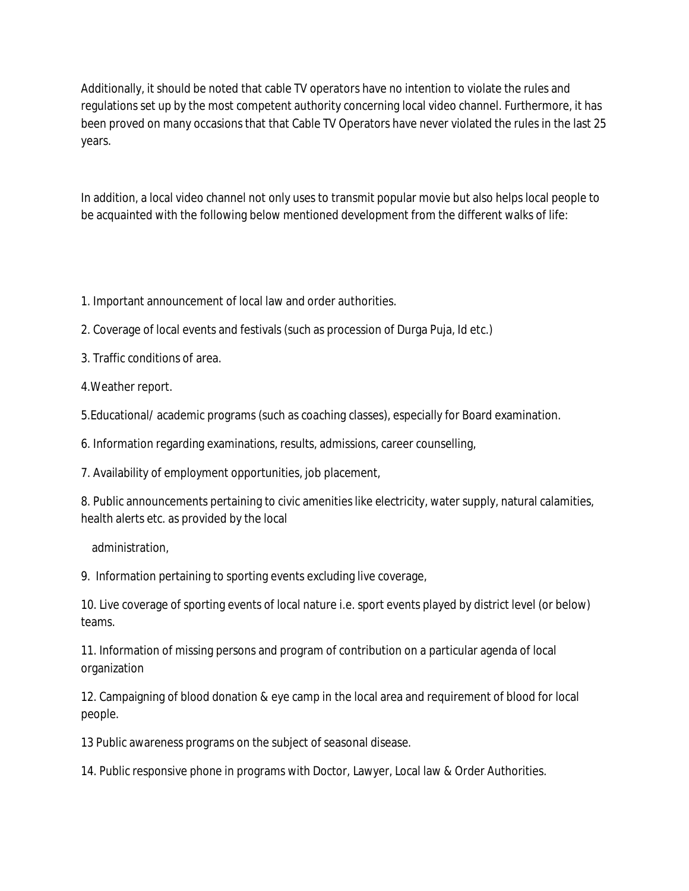Additionally, it should be noted that cable TV operators have no intention to violate the rules and regulations set up by the most competent authority concerning local video channel. Furthermore, it has been proved on many occasions that that Cable TV Operators have never violated the rules in the last 25 years.

In addition, a local video channel not only uses to transmit popular movie but also helps local people to be acquainted with the following below mentioned development from the different walks of life:

1. Important announcement of local law and order authorities.
2. Coverage of local events and festivals (such as procession of Durga Puja, Id etc.)
3. Traffic conditions of area.
4. Weather report.
5. Educational/ academic programs (such as coaching classes), especially for Board examination.
6. Information regarding examinations, results, admissions, career counselling,
7. Availability of employment opportunities, job placement,
8. Public announcements pertaining to civic amenities like electricity, water supply, natural calamities, health alerts etc. as provided by the local administration,
9. Information pertaining to sporting events excluding live coverage,
10. Live coverage of sporting events of local nature i.e. sport events played by district level (or below) teams.
11. Information of missing persons and program of contribution on a particular agenda of local organization
12. Campaigning of blood donation & eye camp in the local area and requirement of blood for local people.
13. Public awareness programs on the subject of seasonal disease.
14. Public responsive phone in programs with Doctor, Lawyer, Local law & Order Authorities.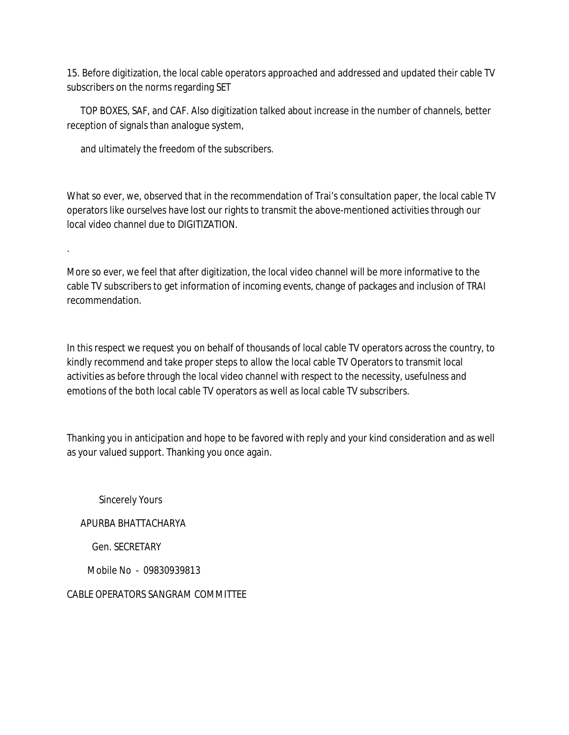15. Before digitization, the local cable operators approached and addressed and updated their cable TV subscribers on the norms regarding SET

TOP BOXES, SAF, and CAF. Also digitization talked about increase in the number of channels, better reception of signals than analogue system,

and ultimately the freedom of the subscribers.

What so ever, we, observed that in the recommendation of Trai's consultation paper, the local cable TV operators like ourselves have lost our rights to transmit the above-mentioned activities through our local video channel due to DIGITIZATION.

.

More so ever, we feel that after digitization, the local video channel will be more informative to the cable TV subscribers to get information of incoming events, change of packages and inclusion of TRAI recommendation.

In this respect we request you on behalf of thousands of local cable TV operators across the country, to kindly recommend and take proper steps to allow the local cable TV Operators to transmit local activities as before through the local video channel with respect to the necessity, usefulness and emotions of the both local cable TV operators as well as local cable TV subscribers.

Thanking you in anticipation and hope to be favored with reply and your kind consideration and as well as your valued support. Thanking you once again.

Sincerely Yours

APURBA BHATTACHARYA

Gen. SECRETARY

Mobile No - 09830939813

CABLE OPERATORS SANGRAM COMMITTEE